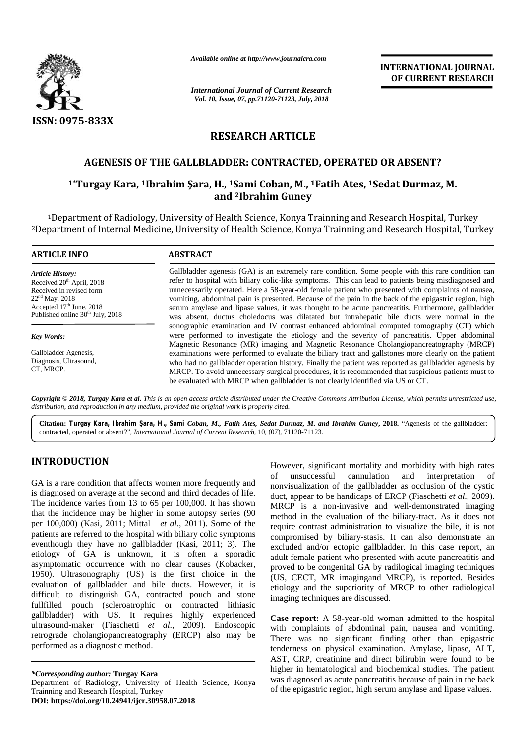ISSN: 0975-833X

*Available online at http://www.journalcra.com*

*International Journal of Current Research*
*Vol. 10, Issue, 07, pp.71120-71123, July, 2018*

**INTERNATIONAL JOURNAL OF CURRENT RESEARCH**

## RESEARCH ARTICLE

# AGENESIS OF THE GALLBLADDER: CONTRACTED, OPERATED OR ABSENT?

**[1*]Turgay Kara, [1]Ibrahim Şara, H., [1]Sami Coban, M., [1]Fatih Ates, [1]Sedat Durmaz, M. and [2]Ibrahim Guney**

[1]Department of Radiology, University of Health Science, Konya Trainning and Research Hospital, Turkey
[2]Department of Internal Medicine, University of Health Science, Konya Trainning and Research Hospital, Turkey

**ARTICLE INFO**

*Article History:*
Received 20th April, 2018
Received in revised form
22nd May, 2018
Accepted 17th June, 2018
Published online 30th July, 2018

*Key Words:*

Gallbladder Agenesis,
Diagnosis, Ultrasound,
CT, MRCP.

**ABSTRACT**

Gallbladder agenesis (GA) is an extremely rare condition. Some people with this rare condition can refer to hospital with biliary colic-like symptoms. This can lead to patients being misdiagnosed and unnecessarily operated. Here a 58-year-old female patient who presented with complaints of nausea, vomiting, abdominal pain is presented. Because of the pain in the back of the epigastric region, high serum amylase and lipase values, it was thought to be acute pancreatitis. Furthermore, gallbladder was absent, ductus choledocus was dilatated but intrahepatic bile ducts were normal in the sonographic examination and IV contrast enhanced abdominal computed tomography (CT) which were performed to investigate the etiology and the severity of pancreatitis. Upper abdominal Magnetic Resonance (MR) imaging and Magnetic Resonance Cholangiopancreatography (MRCP) examinations were performed to evaluate the biliary tract and gallstones more clearly on the patient who had no gallbladder operation history. Finally the patient was reported as gallbladder agenesis by MRCP. To avoid unnecessary surgical procedures, it is recommended that suspicious patients must to be evaluated with MRCP when gallbladder is not clearly identified via US or CT.

*Copyright © 2018, Turgay Kara et al. This is an open access article distributed under the Creative Commons Attribution License, which permits unrestricted use, distribution, and reproduction in any medium, provided the original work is properly cited.*

**Citation: Turgay Kara, Ibrahim Şara, H., Sami** Coban, M., Fatih Ates, Sedat Durmaz, M. and Ibrahim Guney, **2018.** "Agenesis of the gallbladder: contracted, operated or absent?", *International Journal of Current Research*, 10, (07), 71120-71123.

## INTRODUCTION

GA is a rare condition that affects women more frequently and is diagnosed on average at the second and third decades of life. The incidence varies from 13 to 65 per 100,000. It has shown that the incidence may be higher in some autopsy series (90 per 100,000) (Kasi, 2011; Mittal *et al*., 2011). Some of the patients are referred to the hospital with biliary colic symptoms eventhough they have no gallbladder (Kasi, 2011; 3). The etiology of GA is unknown, it is often a sporadic asymptomatic occurrence with no clear causes (Kobacker, 1950). Ultrasonography (US) is the first choice in the evaluation of gallbladder and bile ducts. However, it is difficult to distinguish GA, contracted pouch and stone fullfilled pouch (scleroatrophic or contracted lithiasic gallbladder) with US. It requires highly experienced ultrasound-maker (Fiaschetti *et al*., 2009). Endoscopic retrograde cholangiopancreatography (ERCP) also may be performed as a diagnostic method.

However, significant mortality and morbidity with high rates of unsuccessful cannulation and interpretation of nonvisualization of the gallbladder as occlusion of the cystic duct, appear to be handicaps of ERCP (Fiaschetti *et al*., 2009). MRCP is a non-invasive and well-demonstrated imaging method in the evaluation of the biliary-tract. As it does not require contrast administration to visualize the bile, it is not compromised by biliary-stasis. It can also demonstrate an excluded and/or ectopic gallbladder. In this case report, an adult female patient who presented with acute pancreatitis and proved to be congenital GA by radiological imaging techniques (US, CECT, MR imagingand MRCP), is reported. Besides etiology and the superiority of MRCP to other radiological imaging techniques are discussed.

**Case report:** A 58-year-old woman admitted to the hospital with complaints of abdominal pain, nausea and vomiting. There was no significant finding other than epigastric tenderness on physical examination. Amylase, lipase, ALT, AST, CRP, creatinine and direct bilirubin were found to be higher in hematological and biochemical studies. The patient was diagnosed as acute pancreatitis because of pain in the back of the epigastric region, high serum amylase and lipase values.

*\*Corresponding author:* **Turgay Kara**
Department of Radiology, University of Health Science, Konya Trainning and Research Hospital, Turkey
**DOI: https://doi.org/10.24941/ijcr.30958.07.2018**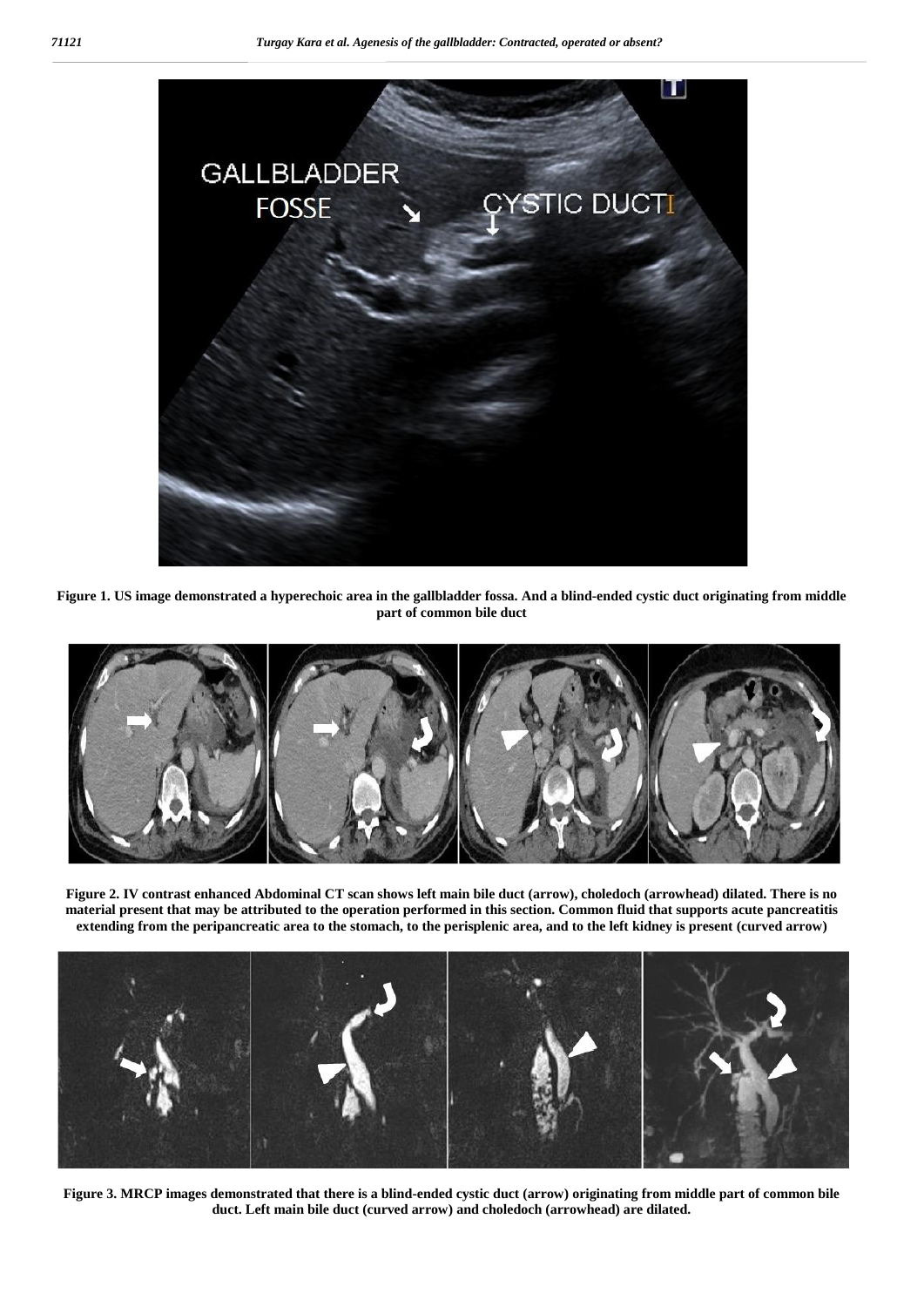Figure 1. US image demonstrated a hyperechoic area in the gallbladder fossa. And a blind-ended cystic duct originating from middle part of common bile duct

Figure 2. IV contrast enhanced Abdominal CT scan shows left main bile duct (arrow), choledoch (arrowhead) dilated. There is no material present that may be attributed to the operation performed in this section. Common fluid that supports acute pancreatitis extending from the peripancreatic area to the stomach, to the perisplenic area, and to the left kidney is present (curved arrow)

Figure 3. MRCP images demonstrated that there is a blind-ended cystic duct (arrow) originating from middle part of common bile duct. Left main bile duct (curved arrow) and choledoch (arrowhead) are dilated.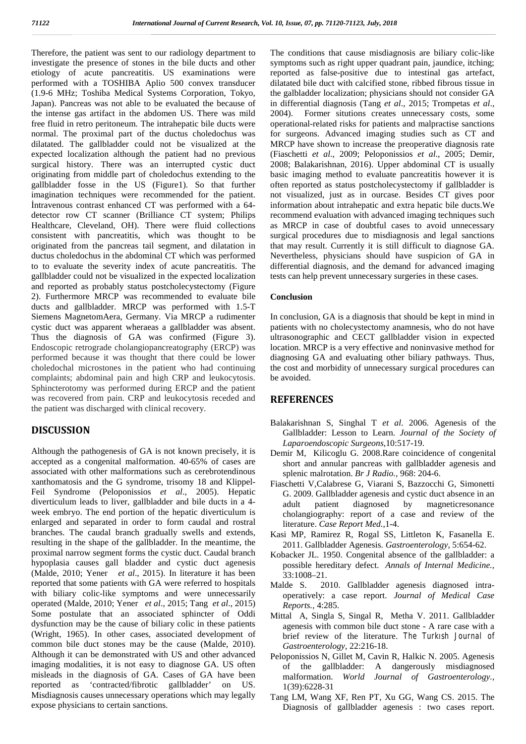Therefore, the patient was sent to our radiology department to investigate the presence of stones in the bile ducts and other etiology of acute pancreatitis. US examinations were performed with a TOSHIBA Aplio 500 convex transducer (1.9-6 MHz; Toshiba Medical Systems Corporation, Tokyo, Japan). Pancreas was not able to be evaluated the because of the intense gas artifact in the abdomen US. There was mild free fluid in retro peritoneum. The intrahepatic bile ducts were normal. The proximal part of the ductus choledochus was dilatated. The gallbladder could not be visualized at the expected localization although the patient had no previous surgical history. There was an interrupted cystic duct originating from middle part of choledochus extending to the gallbladder fosse in the US (Figure1). So that further imagination techniques were recommended for the patient. İntravenous contrast enhanced CT was performed with a 64-detector row CT scanner (Brilliance CT system; Philips Healthcare, Cleveland, OH). There were fluid collections consistent with pancreatitis, which was thought to be originated from the pancreas tail segment, and dilatation in ductus choledochus in the abdominal CT which was performed to to evaluate the severity index of acute pancreatitis. The gallbladder could not be visualized in the expected localization and reported as probably status postcholecystectomy (Figure 2). Furthermore MRCP was recommended to evaluate bile ducts and gallbladder. MRCP was performed with 1.5-T Siemens MagnetomAera, Germany. Via MRCP a rudimenter cystic duct was apparent wheraeas a gallbladder was absent. Thus the diagnosis of GA was confirmed (Figure 3). Endoscopic retrograde cholangiopancreatography (ERCP) was performed because it was thought that there could be lower choledochal microstones in the patient who had continuing complaints; abdominal pain and high CRP and leukocytosis. Sphincterotomy was performed during ERCP and the patient was recovered from pain. CRP and leukocytosis receded and the patient was discharged with clinical recovery.

## DISCUSSION

Although the pathogenesis of GA is not known precisely, it is accepted as a congenital malformation. 40-65% of cases are associated with other malformations such as cerebrotendinous xanthomatosis and the G syndrome, trisomy 18 and Klippel-Feil Syndrome (Peloponissios *et al*., 2005). Hepatic diverticulum leads to liver, gallbladder and bile ducts in a 4-week embryo. The end portion of the hepatic diverticulum is enlarged and separated in order to form caudal and rostral branches. The caudal branch gradually swells and extends, resulting in the shape of the gallbladder. In the meantime, the proximal narrow segment forms the cystic duct. Caudal branch hypoplasia causes gall bladder and cystic duct agenesis (Malde, 2010; Yener *et al*., 2015). In literature it has been reported that some patients with GA were referred to hospitals with biliary colic-like symptoms and were unnecessarily operated (Malde, 2010; Yener *et al*., 2015; Tang *et al*., 2015) Some postulate that an associated sphincter of Oddi dysfunction may be the cause of biliary colic in these patients (Wright, 1965). In other cases, associated development of common bile duct stones may be the cause (Malde, 2010). Although it can be demonstrated with US and other advanced imaging modalities, it is not easy to diagnose GA. US often misleads in the diagnosis of GA. Cases of GA have been reported as 'contracted/fibrotic gallbladder' on US. Misdiagnosis causes unnecessary operations which may legally expose physicians to certain sanctions.

The conditions that cause misdiagnosis are biliary colic-like symptoms such as right upper quadrant pain, jaundice, itching; reported as false-positive due to intestinal gas artefact, dilatated bile duct with calcified stone, ribbed fibrous tissue in the galbladder localization; physicians should not consider GA in differential diagnosis (Tang *et al*., 2015; Trompetas *et al*., 2004). Former situtions creates unnecessary costs, some operational-related risks for patients and malpractise sanctions for surgeons. Advanced imaging studies such as CT and MRCP have shown to increase the preoperative diagnosis rate (Fiaschetti *et al*., 2009; Peloponissios *et al*., 2005; Demir, 2008; Balakarishnan, 2016). Upper abdominal CT is usually basic imaging method to evaluate pancreatitis however it is often reported as status postcholecystectomy if gallbladder is not visualized, just as in ourcase. Besides CT gives poor information about intrahepatic and extra hepatic bile ducts.We recommend evaluation with advanced imaging techniques such as MRCP in case of doubtful cases to avoid unnecessary surgical procedures due to misdiagnosis and legal sanctions that may result. Currently it is still difficult to diagnose GA. Nevertheless, physicians should have suspicion of GA in differential diagnosis, and the demand for advanced imaging tests can help prevent unnecessary surgeries in these cases.

### Conclusion

In conclusion, GA is a diagnosis that should be kept in mind in patients with no cholecystectomy anamnesis, who do not have ultrasonographic and CECT gallbladder vision in expected location. MRCP is a very effective and noninvasive method for diagnosing GA and evaluating other biliary pathways. Thus, the cost and morbidity of unnecessary surgical procedures can be avoided.

## REFERENCES

- Balakarishnan S, Singhal T *et al.* 2006. Agenesis of the Gallbladder: Lesson to Learn. *Journal of the Society of Laparoendoscopic Surgeons*,10:517-19.
- Demir M, Kilicoglu G. 2008.Rare coincidence of congenital short and annular pancreas with gallbladder agenesis and splenic malrotation. *Br J Radio.*, 968: 204-6.
- Fiaschetti V,Calabrese G, Viarani S, Bazzocchi G, Simonetti G. 2009. Gallbladder agenesis and cystic duct absence in an adult patient diagnosed by magneticresonance cholangiography: report of a case and review of the literature. *Case Report Med.*,1-4.
- Kasi MP, Ramirez R, Rogal SS, Littleton K, Fasanella E. 2011. Gallbladder Agenesis. *Gastroenterology,* 5:654-62.
- Kobacker JL. 1950. Congenital absence of the gallbladder: a possible hereditary defect. *Annals of Internal Medicine.,* 33:1008–21.
- Malde S. 2010. Gallbladder agenesis diagnosed intra-operatively: a case report. *Journal of Medical Case Reports.*, 4:285.
- Mittal A, Singla S, Singal R, Metha V. 2011. Gallbladder agenesis with common bile duct stone - A rare case with a brief review of the literature. *The Turkısh Journal of Gastroenterology*, 22:216-18.
- Peloponissios N, Gillet M, Cavin R, Halkic N. 2005. Agenesis of the gallbladder: A dangerously misdiagnosed malformation. *World Journal of Gastroenterology.*, 1(39):6228-31
- Tang LM, Wang XF, Ren PT, Xu GG, Wang CS. 2015. The Diagnosis of gallbladder agenesis : two cases report.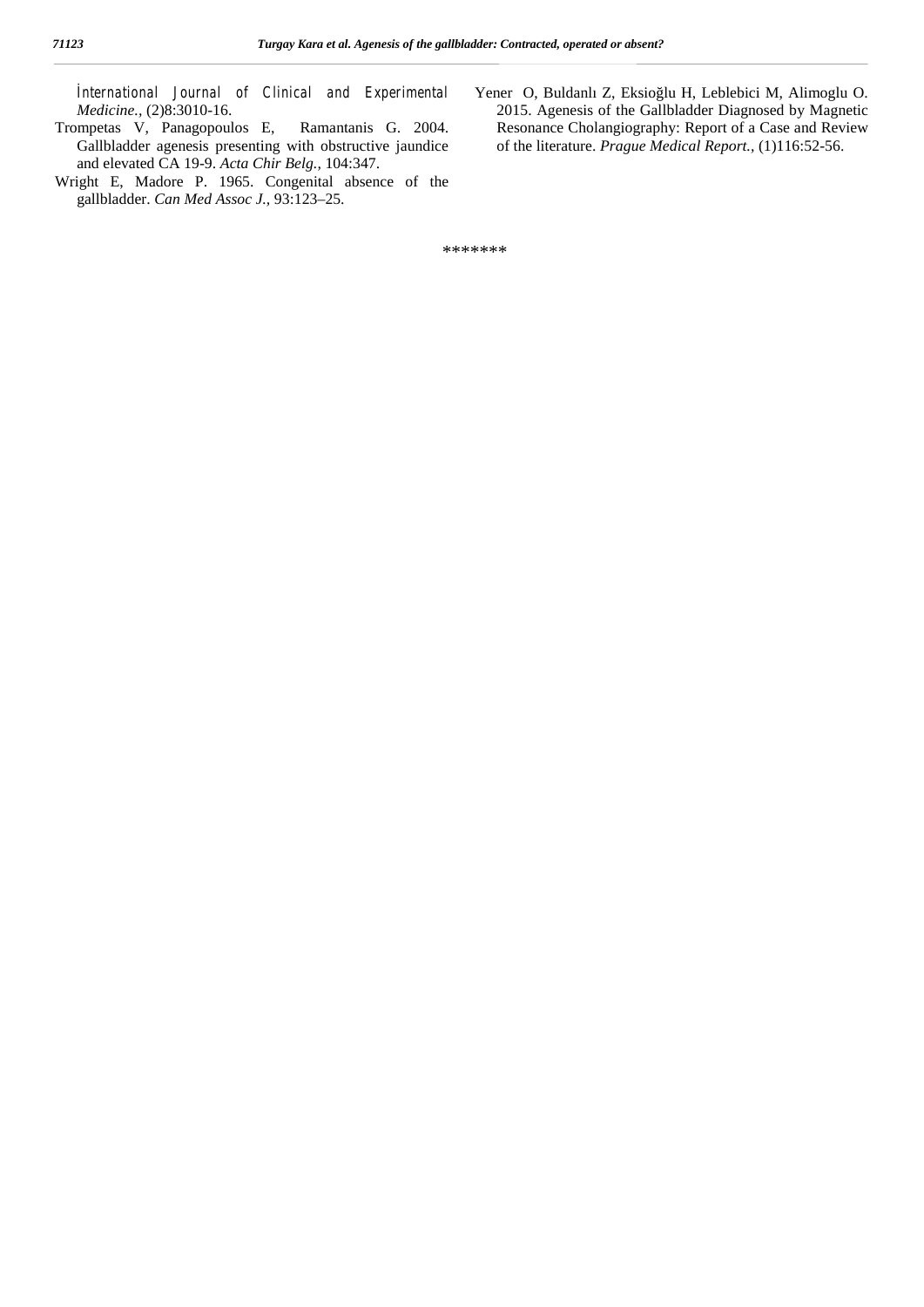İnternational Journal of Clinical and Experimental *Medicine.*, (2)8:3010-16.

Trompetas V, Panagopoulos E, Ramantanis G. 2004. Gallbladder agenesis presenting with obstructive jaundice and elevated CA 19-9. *Acta Chir Belg.*, 104:347.

Wright E, Madore P. 1965. Congenital absence of the gallbladder. *Can Med Assoc J.*, 93:123–25.

Yener O, Buldanlı Z, Eksioğlu H, Leblebici M, Alimoglu O. 2015. Agenesis of the Gallbladder Diagnosed by Magnetic Resonance Cholangiography: Report of a Case and Review of the literature. *Prague Medical Report.*, (1)116:52-56.

*******